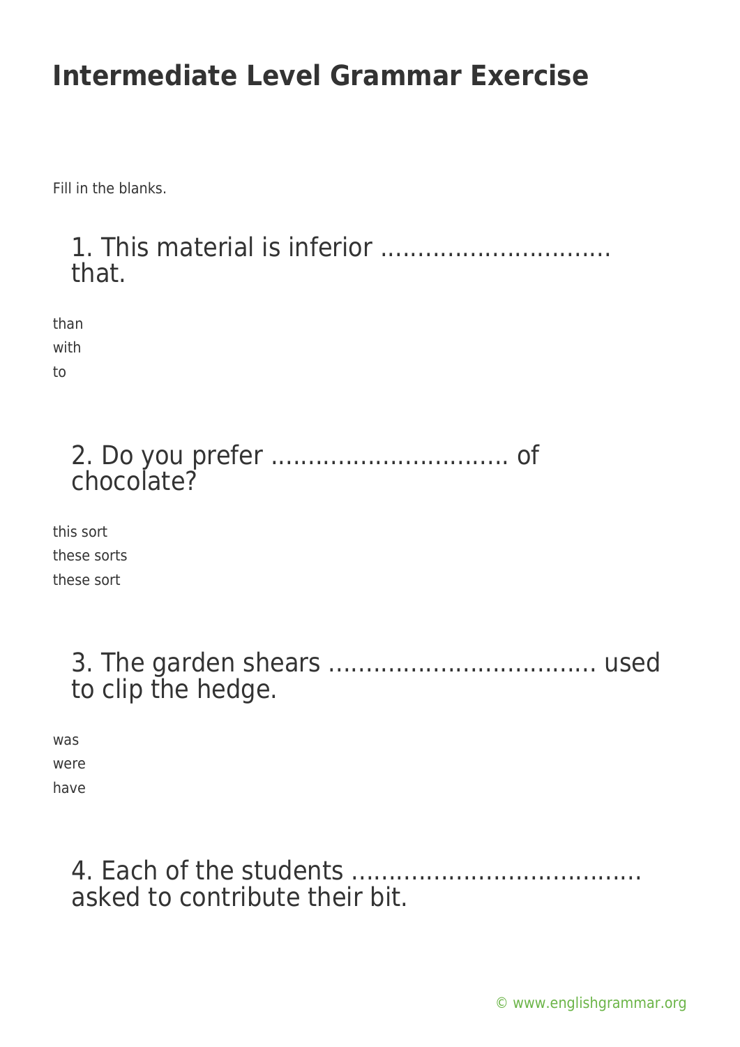# Intermediate Level Grammar Exercise

Fill in the blanks.

## 1. This material is inferior .............................. that.

than
with
to

## 2. Do you prefer ................................ of chocolate?

this sort
these sorts
these sort

## 3. The garden shears .................................... used to clip the hedge.

was
were
have

## 4. Each of the students ...................................... asked to contribute their bit.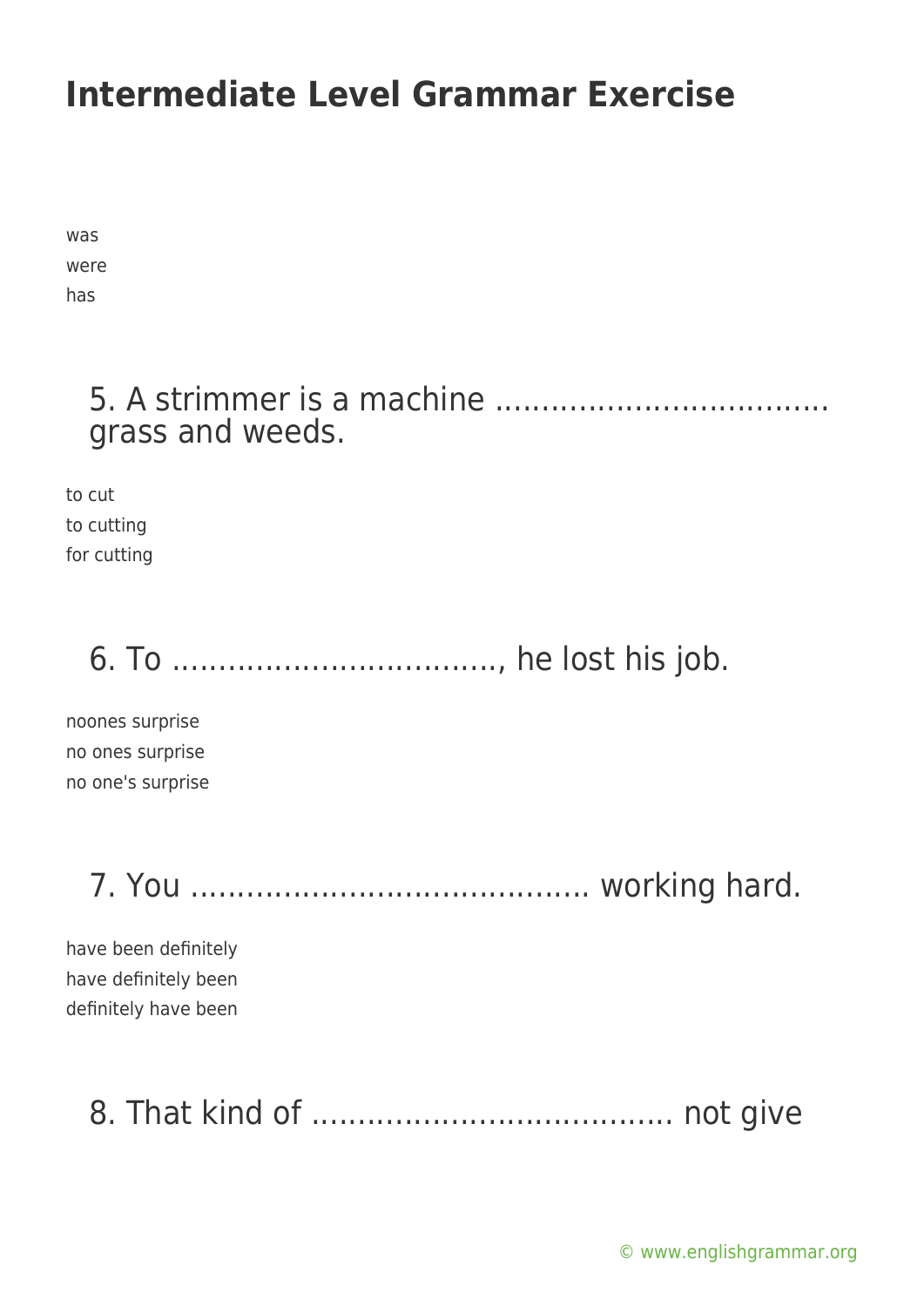was
were
has

## 5. A strimmer is a machine ................................... grass and weeds.

to cut
to cutting
for cutting

## 6. To .................................., he lost his job.

noones surprise
no ones surprise
no one's surprise

## 7. You .......................................... working hard.

have been definitely
have definitely been
definitely have been

## 8. That kind of ..................................... not give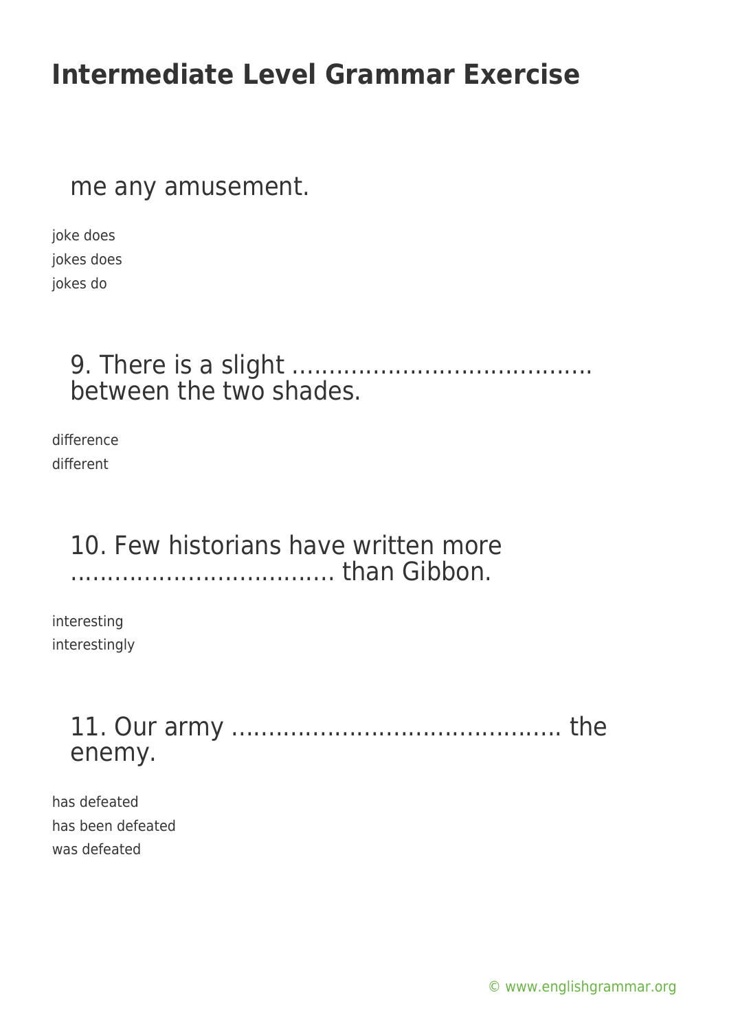# Intermediate Level Grammar Exercise

me any amusement.

joke does
jokes does
jokes do

9. There is a slight ……………………………….. between the two shades.

difference
different

10. Few historians have written more ……………………………. than Gibbon.

interesting
interestingly

11. Our army …………………………………….. the enemy.

has defeated
has been defeated
was defeated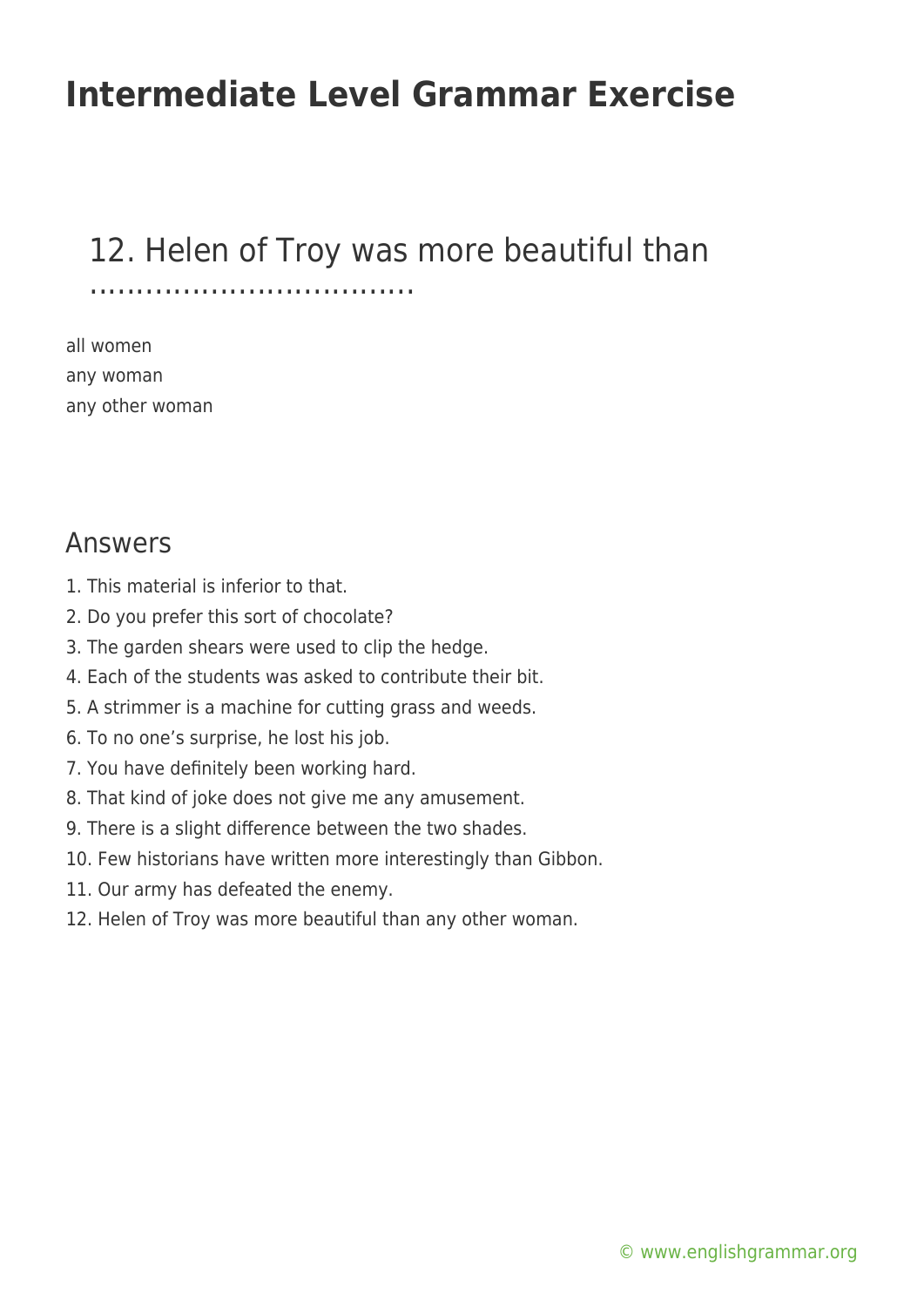# Intermediate Level Grammar Exercise

## 12. Helen of Troy was more beautiful than ………………………………

all women
any woman
any other woman

## Answers

1. This material is inferior to that.
2. Do you prefer this sort of chocolate?
3. The garden shears were used to clip the hedge.
4. Each of the students was asked to contribute their bit.
5. A strimmer is a machine for cutting grass and weeds.
6. To no one's surprise, he lost his job.
7. You have definitely been working hard.
8. That kind of joke does not give me any amusement.
9. There is a slight difference between the two shades.
10. Few historians have written more interestingly than Gibbon.
11. Our army has defeated the enemy.
12. Helen of Troy was more beautiful than any other woman.

© www.englishgrammar.org